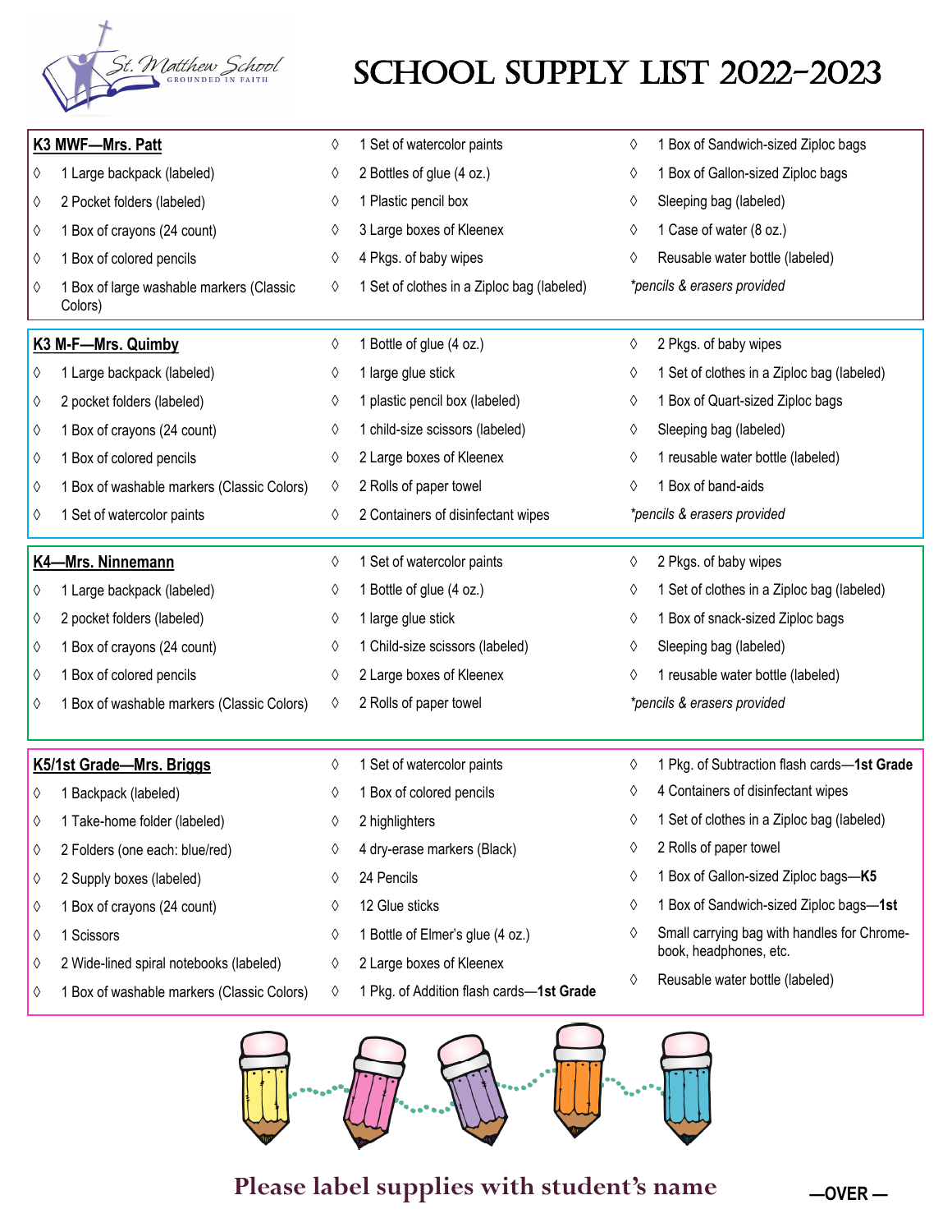St. Matthew School
GROUNDED IN FAITH

# School Supply List 2022-2023

## K3 MWF—Mrs. Patt

- 1 Large backpack (labeled)
- 2 Pocket folders (labeled)
- 1 Box of crayons (24 count)
- 1 Box of colored pencils
- 1 Box of large washable markers (Classic Colors)
- 1 Set of watercolor paints
- 2 Bottles of glue (4 oz.)
- 1 Plastic pencil box
- 3 Large boxes of Kleenex
- 4 Pkgs. of baby wipes
- 1 Set of clothes in a Ziploc bag (labeled)
- 1 Box of Sandwich-sized Ziploc bags
- 1 Box of Gallon-sized Ziploc bags
- Sleeping bag (labeled)
- 1 Case of water (8 oz.)
- Reusable water bottle (labeled)

*\*pencils & erasers provided*

## K3 M-F—Mrs. Quimby

- 1 Large backpack (labeled)
- 2 pocket folders (labeled)
- 1 Box of crayons (24 count)
- 1 Box of colored pencils
- 1 Box of washable markers (Classic Colors)
- 1 Set of watercolor paints
- 1 Bottle of glue (4 oz.)
- 1 large glue stick
- 1 plastic pencil box (labeled)
- 1 child-size scissors (labeled)
- 2 Large boxes of Kleenex
- 2 Rolls of paper towel
- 2 Containers of disinfectant wipes
- 2 Pkgs. of baby wipes
- 1 Set of clothes in a Ziploc bag (labeled)
- 1 Box of Quart-sized Ziploc bags
- Sleeping bag (labeled)
- 1 reusable water bottle (labeled)
- 1 Box of band-aids

*\*pencils & erasers provided*

## K4—Mrs. Ninnemann

- 1 Large backpack (labeled)
- 2 pocket folders (labeled)
- 1 Box of crayons (24 count)
- 1 Box of colored pencils
- 1 Box of washable markers (Classic Colors)
- 1 Set of watercolor paints
- 1 Bottle of glue (4 oz.)
- 1 large glue stick
- 1 Child-size scissors (labeled)
- 2 Large boxes of Kleenex
- 2 Rolls of paper towel
- 2 Pkgs. of baby wipes
- 1 Set of clothes in a Ziploc bag (labeled)
- 1 Box of snack-sized Ziploc bags
- Sleeping bag (labeled)
- 1 reusable water bottle (labeled)

*\*pencils & erasers provided*

## K5/1st Grade—Mrs. Briggs

- 1 Backpack (labeled)
- 1 Take-home folder (labeled)
- 2 Folders (one each: blue/red)
- 2 Supply boxes (labeled)
- 1 Box of crayons (24 count)
- 1 Scissors
- 2 Wide-lined spiral notebooks (labeled)
- 1 Box of washable markers (Classic Colors)
- 1 Set of watercolor paints
- 1 Box of colored pencils
- 2 highlighters
- 4 dry-erase markers (Black)
- 24 Pencils
- 12 Glue sticks
- 1 Bottle of Elmer's glue (4 oz.)
- 2 Large boxes of Kleenex
- 1 Pkg. of Addition flash cards—**1st Grade**
- 1 Pkg. of Subtraction flash cards—**1st Grade**
- 4 Containers of disinfectant wipes
- 1 Set of clothes in a Ziploc bag (labeled)
- 2 Rolls of paper towel
- 1 Box of Gallon-sized Ziploc bags—**K5**
- 1 Box of Sandwich-sized Ziploc bags—**1st**
- Small carrying bag with handles for Chrome-book, headphones, etc.
- Reusable water bottle (labeled)

**Please label supplies with student's name**

**—OVER —**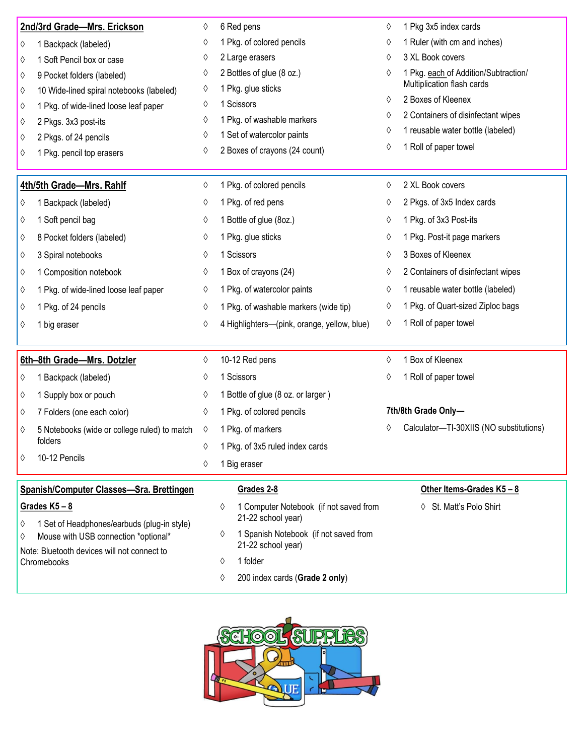## 2nd/3rd Grade—Mrs. Erickson

- 1 Backpack (labeled)
- 1 Soft Pencil box or case
- 9 Pocket folders (labeled)
- 10 Wide-lined spiral notebooks (labeled)
- 1 Pkg. of wide-lined loose leaf paper
- 2 Pkgs. 3x3 post-its
- 2 Pkgs. of 24 pencils
- 1 Pkg. pencil top erasers
- 6 Red pens
- 1 Pkg. of colored pencils
- 2 Large erasers
- 2 Bottles of glue (8 oz.)
- 1 Pkg. glue sticks
- 1 Scissors
- 1 Pkg. of washable markers
- 1 Set of watercolor paints
- 2 Boxes of crayons (24 count)
- 1 Pkg 3x5 index cards
- 1 Ruler (with cm and inches)
- 3 XL Book covers
- 1 Pkg. each of Addition/Subtraction/ Multiplication flash cards
- 2 Boxes of Kleenex
- 2 Containers of disinfectant wipes
- 1 reusable water bottle (labeled)
- 1 Roll of paper towel

## 4th/5th Grade—Mrs. Rahlf

- 1 Backpack (labeled)
- 1 Soft pencil bag
- 8 Pocket folders (labeled)
- 3 Spiral notebooks
- 1 Composition notebook
- 1 Pkg. of wide-lined loose leaf paper
- 1 Pkg. of 24 pencils
- 1 big eraser
- 1 Pkg. of colored pencils
- 1 Pkg. of red pens
- 1 Bottle of glue (8oz.)
- 1 Pkg. glue sticks
- 1 Scissors
- 1 Box of crayons (24)
- 1 Pkg. of watercolor paints
- 1 Pkg. of washable markers (wide tip)
- 4 Highlighters—(pink, orange, yellow, blue)
- 2 XL Book covers
- 2 Pkgs. of 3x5 Index cards
- 1 Pkg. of 3x3 Post-its
- 1 Pkg. Post-it page markers
- 3 Boxes of Kleenex
- 2 Containers of disinfectant wipes
- 1 reusable water bottle (labeled)
- 1 Pkg. of Quart-sized Ziploc bags
- 1 Roll of paper towel

## 6th–8th Grade—Mrs. Dotzler

- 1 Backpack (labeled)
- 1 Supply box or pouch
- 7 Folders (one each color)
- 5 Notebooks (wide or college ruled) to match folders
- 10-12 Pencils
- 10-12 Red pens
- 1 Scissors
- 1 Bottle of glue (8 oz. or larger )
- 1 Pkg. of colored pencils
- 1 Pkg. of markers
- 1 Pkg. of 3x5 ruled index cards
- 1 Big eraser
- 1 Box of Kleenex
- 1 Roll of paper towel

**7th/8th Grade Only—**

- Calculator—TI-30XIIS (NO substitutions)

## Spanish/Computer Classes—Sra. Brettingen

### Grades K5 – 8

- 1 Set of Headphones/earbuds (plug-in style)
- Mouse with USB connection \*optional\*

Note: Bluetooth devices will not connect to Chromebooks

### Grades 2-8

- 1 Computer Notebook (if not saved from 21-22 school year)
- 1 Spanish Notebook (if not saved from 21-22 school year)
- 1 folder
- 200 index cards (**Grade 2 only**)

### Other Items-Grades K5 – 8

- St. Matt's Polo Shirt